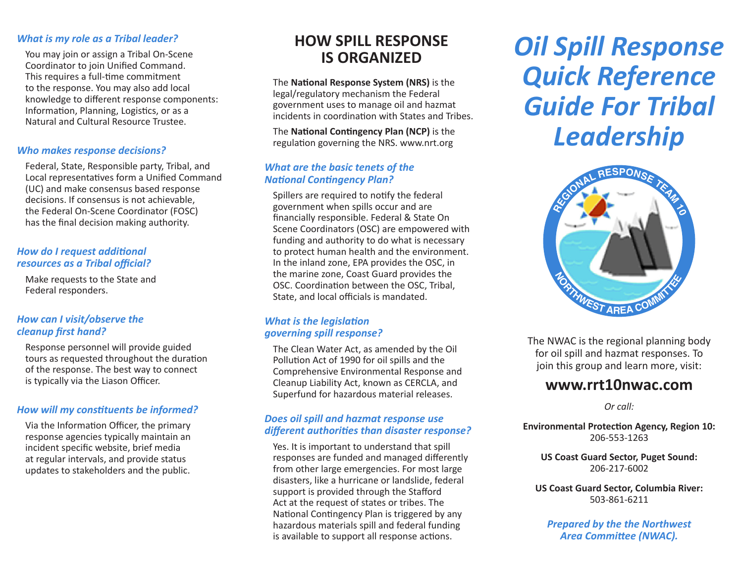### *What is my role as a Tribal leader?*

You may join or assign a Tribal On-Scene Coordinator to join Unified Command. This requires a full-time commitment to the response. You may also add local knowledge to different response components: Information, Planning, Logistics, or as a Natural and Cultural Resource Trustee.

### *Who makes response decisions?*

Federal, State, Responsible party, Tribal, and Local representatives form a Unified Command (UC) and make consensus based response decisions. If consensus is not achievable, the Federal On-Scene Coordinator (FOSC) has the final decision making authority.

### *How do I request additional resources as a Tribal official?*

Make requests to the State and Federal responders.

### *How can I visit/observe the cleanup first hand?*

Response personnel will provide guided tours as requested throughout the duration of the response. The best way to connect is typically via the Liason Officer.

### *How will my constituents be informed?*

Via the Information Officer, the primary response agencies typically maintain an incident specific website, brief media at regular intervals, and provide status updates to stakeholders and the public.

## HOW SPILL RESPONSE IS ORGANIZED

The **National Response System (NRS)** is the legal/regulatory mechanism the Federal government uses to manage oil and hazmat incidents in coordination with States and Tribes.

The **National Contingency Plan (NCP)** is the regulation governing the NRS. www.nrt.org

### *What are the basic tenets of the National Contingency Plan?*

Spillers are required to notify the federal government when spills occur and are financially responsible. Federal & State On Scene Coordinators (OSC) are empowered with funding and authority to do what is necessary to protect human health and the environment. In the inland zone, EPA provides the OSC, in the marine zone, Coast Guard provides the OSC. Coordination between the OSC, Tribal, State, and local officials is mandated.

### *What is the legislation governing spill response?*

The Clean Water Act, as amended by the Oil Pollution Act of 1990 for oil spills and the Comprehensive Environmental Response and Cleanup Liability Act, known as CERCLA, and Superfund for hazardous material releases.

### *Does oil spill and hazmat response use different authorities than disaster response?*

Yes. It is important to understand that spill responses are funded and managed differently from other large emergencies. For most large disasters, like a hurricane or landslide, federal support is provided through the Stafford Act at the request of states or tribes. The National Contingency Plan is triggered by any hazardous materials spill and federal funding is available to support all response actions.

# *Oil Spill Response Quick Reference Guide For Tribal Leadership*

REGIONAL RESPONSE TEAM 10
NORTHWEST AREA COMMITTEE

The NWAC is the regional planning body for oil spill and hazmat responses. To join this group and learn more, visit:

## www.rrt10nwac.com

*Or call:*

**Environmental Protection Agency, Region 10:**
206-553-1263

**US Coast Guard Sector, Puget Sound:**
206-217-6002

**US Coast Guard Sector, Columbia River:**
503-861-6211

***Prepared by the the Northwest Area Committee (NWAC).***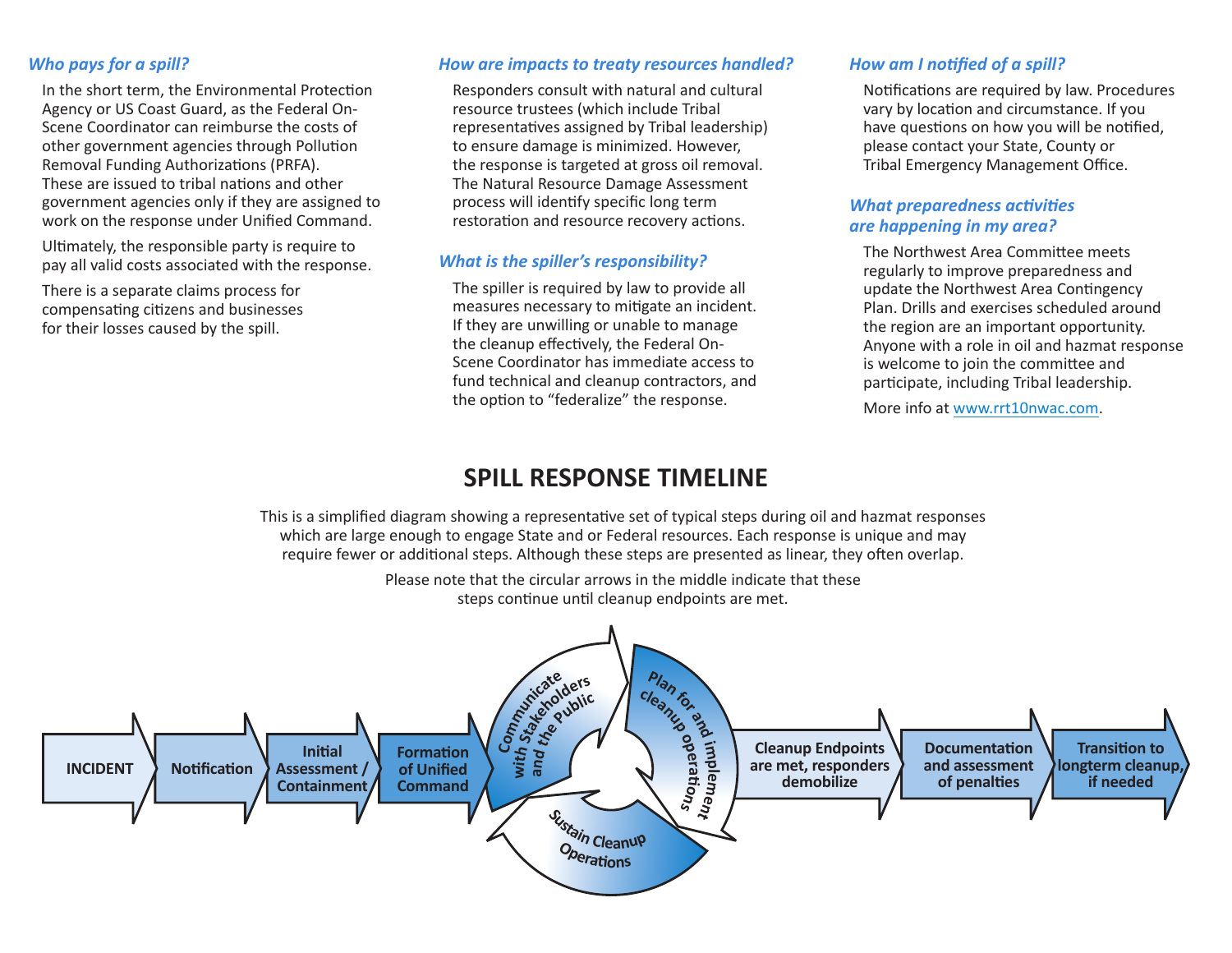### *Who pays for a spill?*

In the short term, the Environmental Protection Agency or US Coast Guard, as the Federal On-Scene Coordinator can reimburse the costs of other government agencies through Pollution Removal Funding Authorizations (PRFA). These are issued to tribal nations and other government agencies only if they are assigned to work on the response under Unified Command.

Ultimately, the responsible party is require to pay all valid costs associated with the response.

There is a separate claims process for compensating citizens and businesses for their losses caused by the spill.

### *How are impacts to treaty resources handled?*

Responders consult with natural and cultural resource trustees (which include Tribal representatives assigned by Tribal leadership) to ensure damage is minimized. However, the response is targeted at gross oil removal. The Natural Resource Damage Assessment process will identify specific long term restoration and resource recovery actions.

### *What is the spiller's responsibility?*

The spiller is required by law to provide all measures necessary to mitigate an incident. If they are unwilling or unable to manage the cleanup effectively, the Federal On-Scene Coordinator has immediate access to fund technical and cleanup contractors, and the option to "federalize" the response.

### *How am I notified of a spill?*

Notifications are required by law. Procedures vary by location and circumstance. If you have questions on how you will be notified, please contact your State, County or Tribal Emergency Management Office.

### *What preparedness activities are happening in my area?*

The Northwest Area Committee meets regularly to improve preparedness and update the Northwest Area Contingency Plan. Drills and exercises scheduled around the region are an important opportunity. Anyone with a role in oil and hazmat response is welcome to join the committee and participate, including Tribal leadership.

More info at www.rrt10nwac.com.

## SPILL RESPONSE TIMELINE

This is a simplified diagram showing a representative set of typical steps during oil and hazmat responses which are large enough to engage State and or Federal resources. Each response is unique and may require fewer or additional steps. Although these steps are presented as linear, they often overlap.

Please note that the circular arrows in the middle indicate that these steps continue until cleanup endpoints are met.

INCIDENT

Notification

Initial Assessment / Containment

Formation of Unified Command

Communicate with Stakeholders and the Public

Plan for and implement cleanup operations

Sustain Cleanup Operations

Cleanup Endpoints are met, responders demobilize

Documentation and assessment of penalties

Transition to longterm cleanup, if needed